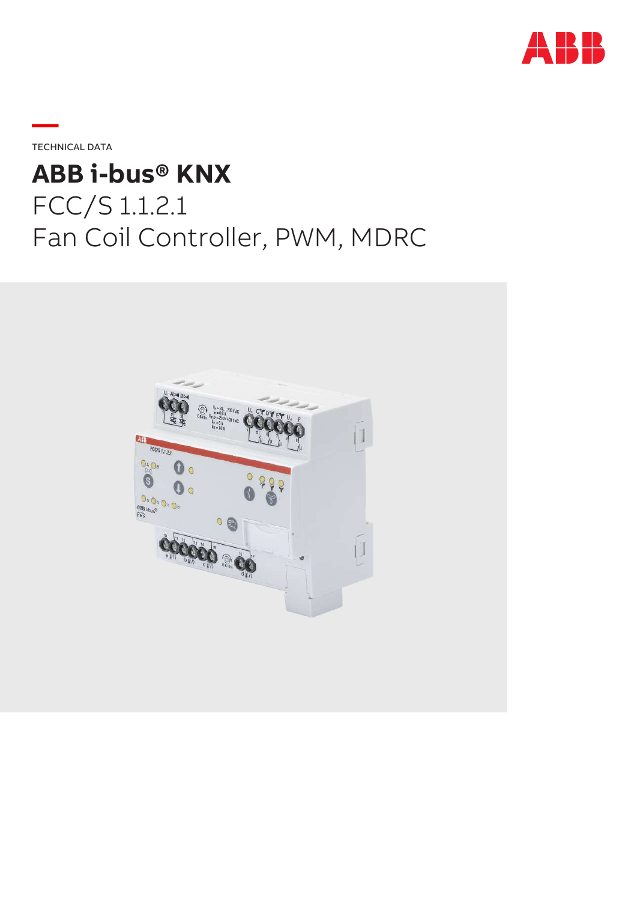TECHNICAL DATA

# ABB i-bus® KNX

FCC/S 1.1.2.1
Fan Coil Controller, PWM, MDRC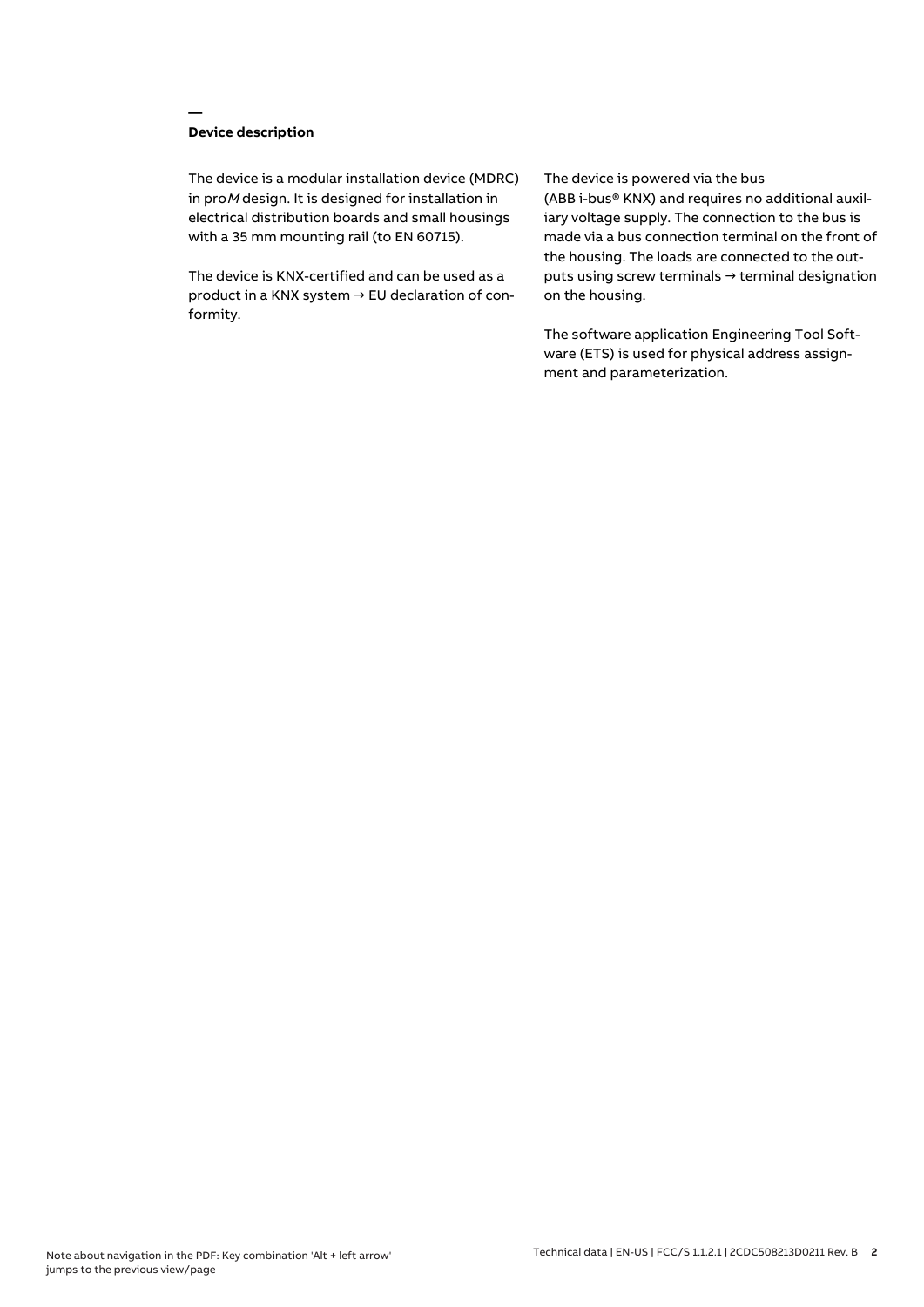## Device description

The device is a modular installation device (MDRC) in pro*M* design. It is designed for installation in electrical distribution boards and small housings with a 35 mm mounting rail (to EN 60715).

The device is KNX-certified and can be used as a product in a KNX system → EU declaration of conformity.

The device is powered via the bus (ABB i-bus® KNX) and requires no additional auxiliary voltage supply. The connection to the bus is made via a bus connection terminal on the front of the housing. The loads are connected to the outputs using screw terminals → terminal designation on the housing.

The software application Engineering Tool Software (ETS) is used for physical address assignment and parameterization.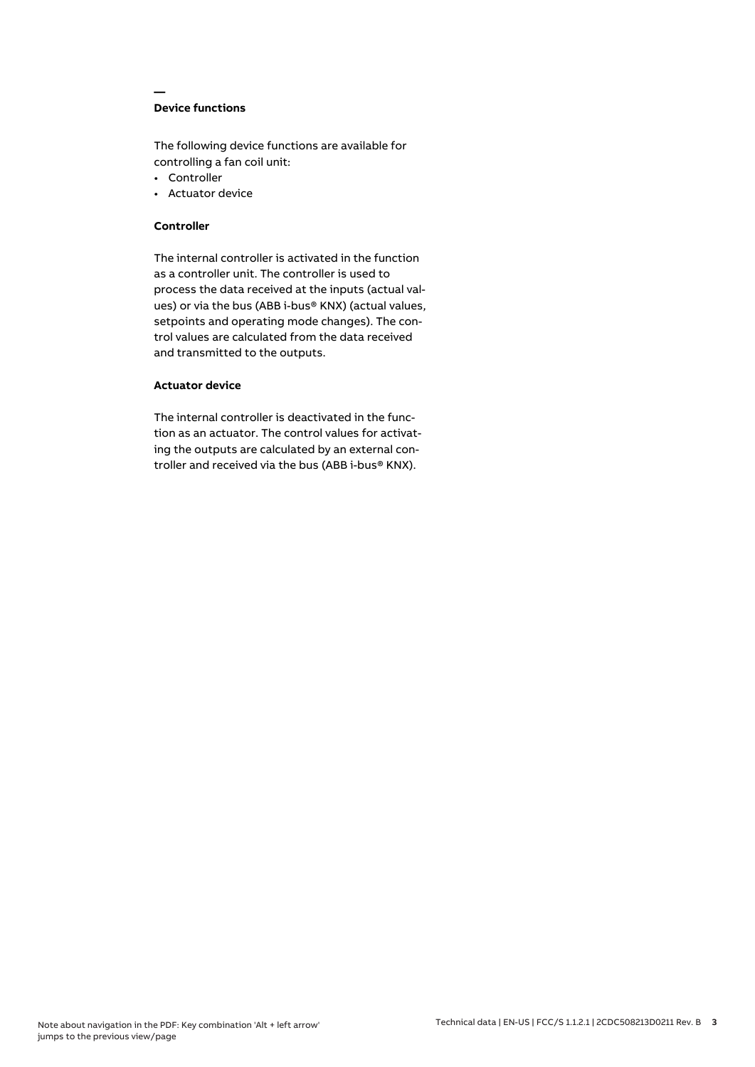## Device functions

The following device functions are available for controlling a fan coil unit:

- Controller
- Actuator device

### Controller

The internal controller is activated in the function as a controller unit. The controller is used to process the data received at the inputs (actual values) or via the bus (ABB i-bus® KNX) (actual values, setpoints and operating mode changes). The control values are calculated from the data received and transmitted to the outputs.

### Actuator device

The internal controller is deactivated in the function as an actuator. The control values for activating the outputs are calculated by an external controller and received via the bus (ABB i-bus® KNX).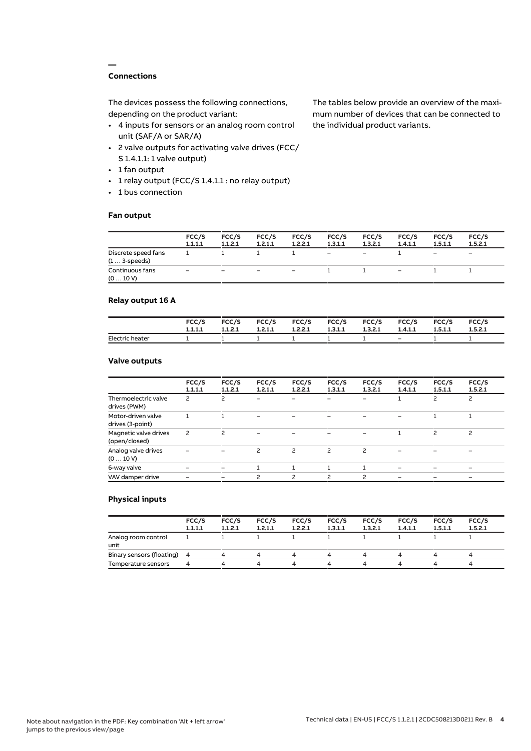## Connections

The devices possess the following connections, depending on the product variant:

- 4 inputs for sensors or an analog room control unit (SAF/A or SAR/A)
- 2 valve outputs for activating valve drives (FCC/S 1.4.1.1: 1 valve output)
- 1 fan output
- 1 relay output (FCC/S 1.4.1.1 : no relay output)
- 1 bus connection

The tables below provide an overview of the maximum number of devices that can be connected to the individual product variants.

### Fan output

| | FCC/S 1.1.1.1 | FCC/S 1.1.2.1 | FCC/S 1.2.1.1 | FCC/S 1.2.2.1 | FCC/S 1.3.1.1 | FCC/S 1.3.2.1 | FCC/S 1.4.1.1 | FCC/S 1.5.1.1 | FCC/S 1.5.2.1 |
|---|---|---|---|---|---|---|---|---|---|
| Discrete speed fans (1 … 3-speeds) | 1 | 1 | 1 | 1 | – | – | 1 | – | – |
| Continuous fans (0 … 10 V) | – | – | – | – | 1 | 1 | – | 1 | 1 |

### Relay output 16 A

| | FCC/S 1.1.1.1 | FCC/S 1.1.2.1 | FCC/S 1.2.1.1 | FCC/S 1.2.2.1 | FCC/S 1.3.1.1 | FCC/S 1.3.2.1 | FCC/S 1.4.1.1 | FCC/S 1.5.1.1 | FCC/S 1.5.2.1 |
|---|---|---|---|---|---|---|---|---|---|
| Electric heater | 1 | 1 | 1 | 1 | 1 | 1 | – | 1 | 1 |

### Valve outputs

| | FCC/S 1.1.1.1 | FCC/S 1.1.2.1 | FCC/S 1.2.1.1 | FCC/S 1.2.2.1 | FCC/S 1.3.1.1 | FCC/S 1.3.2.1 | FCC/S 1.4.1.1 | FCC/S 1.5.1.1 | FCC/S 1.5.2.1 |
|---|---|---|---|---|---|---|---|---|---|
| Thermoelectric valve drives (PWM) | 2 | 2 | – | – | – | – | 1 | 2 | 2 |
| Motor-driven valve drives (3-point) | 1 | 1 | – | – | – | – | – | 1 | 1 |
| Magnetic valve drives (open/closed) | 2 | 2 | – | – | – | – | 1 | 2 | 2 |
| Analog valve drives (0 … 10 V) | – | – | 2 | 2 | 2 | 2 | – | – | – |
| 6-way valve | – | – | 1 | 1 | 1 | 1 | – | – | – |
| VAV damper drive | – | – | 2 | 2 | 2 | 2 | – | – | – |

### Physical inputs

| | FCC/S 1.1.1.1 | FCC/S 1.1.2.1 | FCC/S 1.2.1.1 | FCC/S 1.2.2.1 | FCC/S 1.3.1.1 | FCC/S 1.3.2.1 | FCC/S 1.4.1.1 | FCC/S 1.5.1.1 | FCC/S 1.5.2.1 |
|---|---|---|---|---|---|---|---|---|---|
| Analog room control unit | 1 | 1 | 1 | 1 | 1 | 1 | 1 | 1 | 1 |
| Binary sensors (floating) | 4 | 4 | 4 | 4 | 4 | 4 | 4 | 4 | 4 |
| Temperature sensors | 4 | 4 | 4 | 4 | 4 | 4 | 4 | 4 | 4 |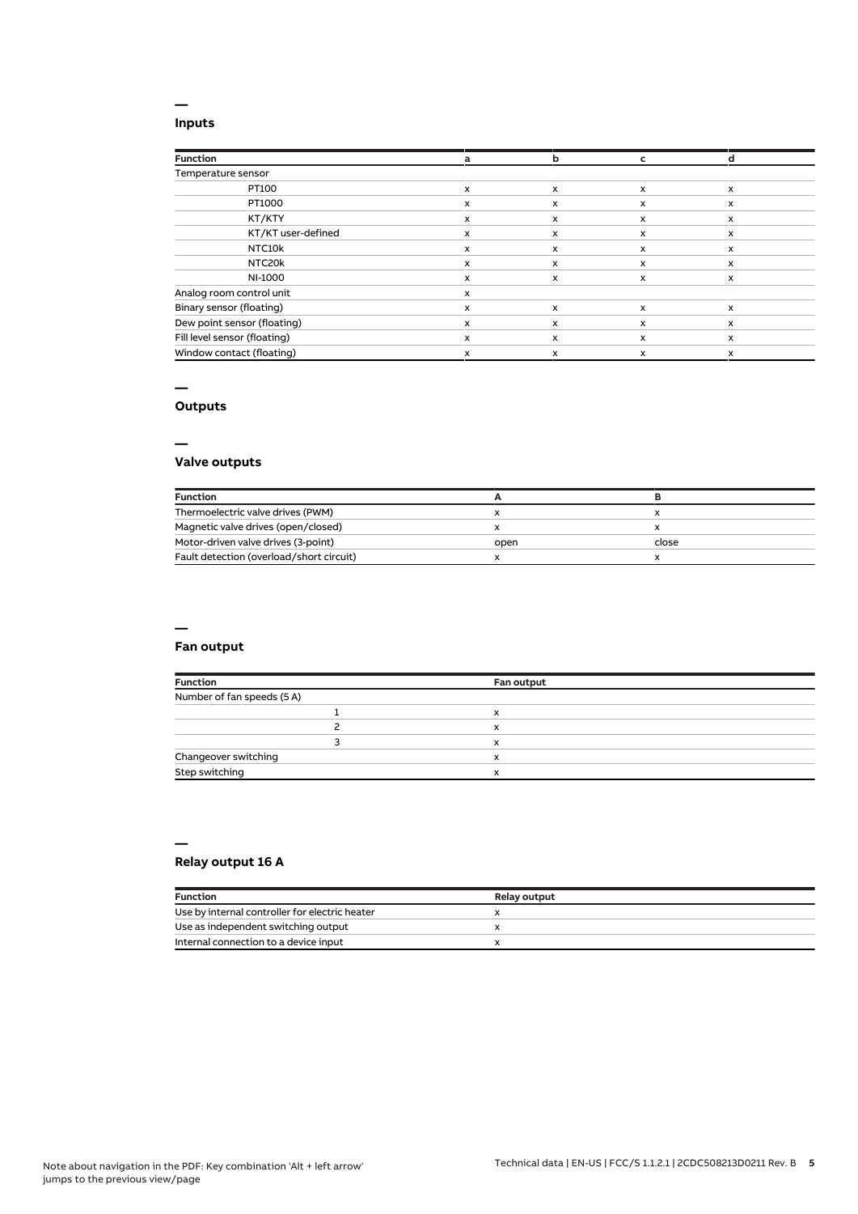## Inputs

| Function | a | b | c | d |
|---|---|---|---|---|
| Temperature sensor | | | | |
| PT100 | x | x | x | x |
| PT1000 | x | x | x | x |
| KT/KTY | x | x | x | x |
| KT/KT user-defined | x | x | x | x |
| NTC10k | x | x | x | x |
| NTC20k | x | x | x | x |
| NI-1000 | x | x | x | x |
| Analog room control unit | x | | | |
| Binary sensor (floating) | x | x | x | x |
| Dew point sensor (floating) | x | x | x | x |
| Fill level sensor (floating) | x | x | x | x |
| Window contact (floating) | x | x | x | x |

## Outputs

### Valve outputs

| Function | A | B |
|---|---|---|
| Thermoelectric valve drives (PWM) | x | x |
| Magnetic valve drives (open/closed) | x | x |
| Motor-driven valve drives (3-point) | open | close |
| Fault detection (overload/short circuit) | x | x |

### Fan output

| Function | | Fan output |
|---|---|---|
| Number of fan speeds (5 A) | | |
| | 1 | x |
| | 2 | x |
| | 3 | x |
| Changeover switching | | x |
| Step switching | | x |

### Relay output 16 A

| Function | Relay output |
|---|---|
| Use by internal controller for electric heater | x |
| Use as independent switching output | x |
| Internal connection to a device input | x |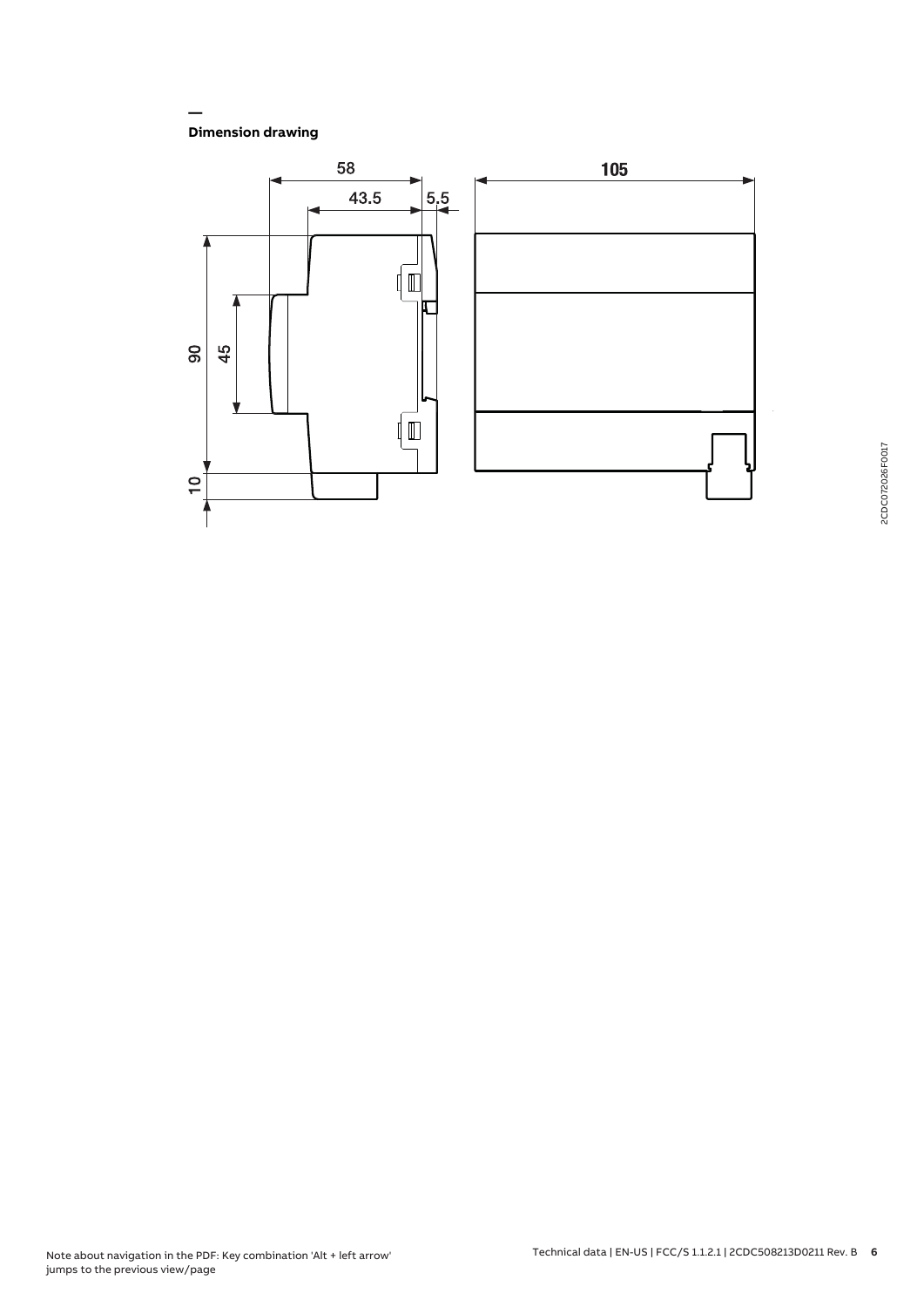## Dimension drawing

58

43.5

5.5

105

90

45

10

2CDC072026F0017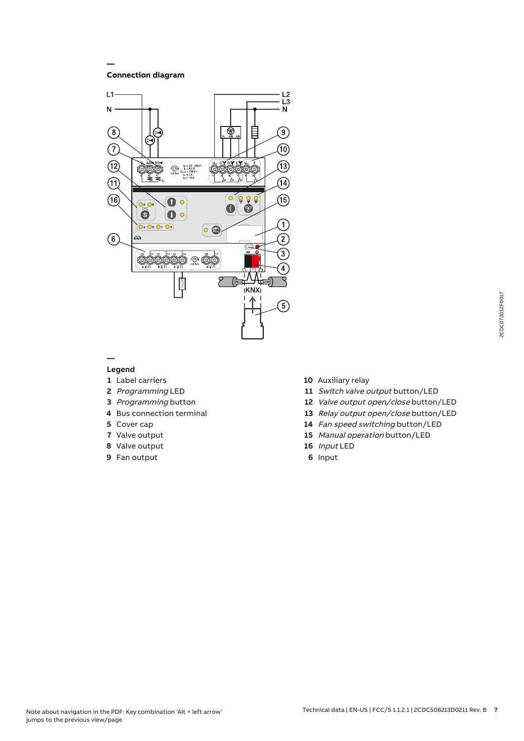## Connection diagram

## Legend

**1** Label carriers

**2** *Programming* LED

**3** *Programming* button

**4** Bus connection terminal

**5** Cover cap

**7** Valve output

**8** Valve output

**9** Fan output

**10** Auxiliary relay

**11** *Switch valve output* button/LED

**12** *Valve output open/close* button/LED

**13** *Relay output open/close* button/LED

**14** *Fan speed switching* button/LED

**15** *Manual operation* button/LED

**16** *Input* LED

**6** Input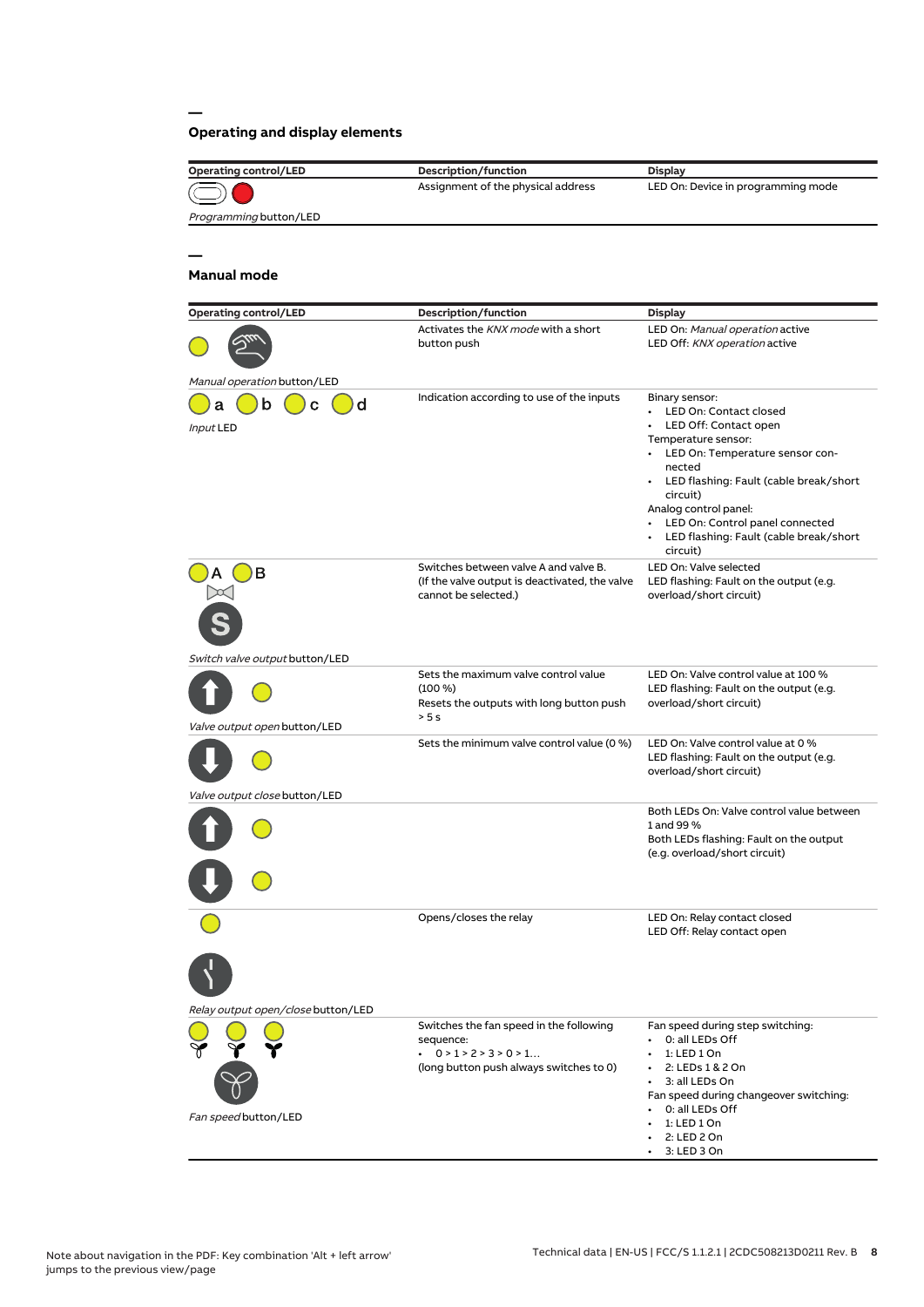## Operating and display elements

| Operating control/LED | Description/function | Display |
|---|---|---|
| *Programming* button/LED | Assignment of the physical address | LED On: Device in programming mode |

## Manual mode

| Operating control/LED | Description/function | Display |
|---|---|---|
| *Manual operation* button/LED | Activates the *KNX mode* with a short button push | LED On: *Manual operation* active<br>LED Off: *KNX operation* active |
| a b c d<br>*Input* LED | Indication according to use of the inputs | Binary sensor:<br>• LED On: Contact closed<br>• LED Off: Contact open<br>Temperature sensor:<br>• LED On: Temperature sensor connected<br>• LED flashing: Fault (cable break/short circuit)<br>Analog control panel:<br>• LED On: Control panel connected<br>• LED flashing: Fault (cable break/short circuit) |
| A B<br>*Switch valve output* button/LED | Switches between valve A and valve B.<br>(If the valve output is deactivated, the valve cannot be selected.) | LED On: Valve selected<br>LED flashing: Fault on the output (e.g. overload/short circuit) |
| *Valve output open* button/LED | Sets the maximum valve control value (100 %)<br>Resets the outputs with long button push > 5 s | LED On: Valve control value at 100 %<br>LED flashing: Fault on the output (e.g. overload/short circuit) |
| *Valve output close* button/LED | Sets the minimum valve control value (0 %) | LED On: Valve control value at 0 %<br>LED flashing: Fault on the output (e.g. overload/short circuit) |
| | | Both LEDs On: Valve control value between 1 and 99 %<br>Both LEDs flashing: Fault on the output (e.g. overload/short circuit) |
| *Relay output open/close* button/LED | Opens/closes the relay | LED On: Relay contact closed<br>LED Off: Relay contact open |
| *Fan speed* button/LED | Switches the fan speed in the following sequence:<br>• 0 > 1 > 2 > 3 > 0 > 1…<br>(long button push always switches to 0) | Fan speed during step switching:<br>• 0: all LEDs Off<br>• 1: LED 1 On<br>• 2: LEDs 1 & 2 On<br>• 3: all LEDs On<br>Fan speed during changeover switching:<br>• 0: all LEDs Off<br>• 1: LED 1 On<br>• 2: LED 2 On<br>• 3: LED 3 On |

Note about navigation in the PDF: Key combination 'Alt + left arrow' jumps to the previous view/page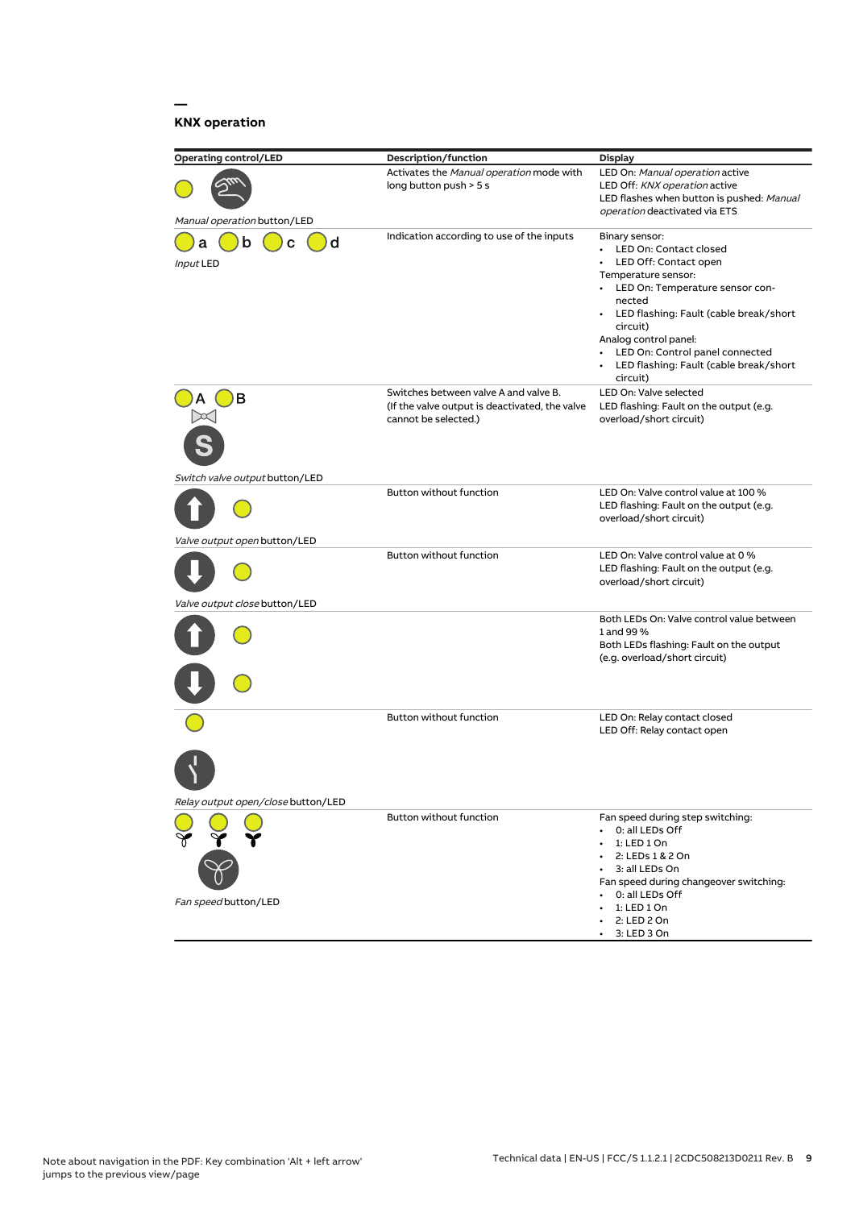## KNX operation

| Operating control/LED | Description/function | Display |
|---|---|---|
| *Manual operation* button/LED | Activates the *Manual operation* mode with long button push > 5 s | LED On: *Manual operation* active<br>LED Off: *KNX operation* active<br>LED flashes when button is pushed: *Manual operation* deactivated via ETS |
| a b c d<br>*Input* LED | Indication according to use of the inputs | Binary sensor:<br>• LED On: Contact closed<br>• LED Off: Contact open<br>Temperature sensor:<br>• LED On: Temperature sensor connected<br>• LED flashing: Fault (cable break/short circuit)<br>Analog control panel:<br>• LED On: Control panel connected<br>• LED flashing: Fault (cable break/short circuit) |
| A B<br>*Switch valve output* button/LED | Switches between valve A and valve B.<br>(If the valve output is deactivated, the valve cannot be selected.) | LED On: Valve selected<br>LED flashing: Fault on the output (e.g. overload/short circuit) |
| *Valve output open* button/LED | Button without function | LED On: Valve control value at 100 %<br>LED flashing: Fault on the output (e.g. overload/short circuit) |
| *Valve output close* button/LED | Button without function | LED On: Valve control value at 0 %<br>LED flashing: Fault on the output (e.g. overload/short circuit) |
| | | Both LEDs On: Valve control value between 1 and 99 %<br>Both LEDs flashing: Fault on the output (e.g. overload/short circuit) |
| *Relay output open/close* button/LED | Button without function | LED On: Relay contact closed<br>LED Off: Relay contact open |
| *Fan speed* button/LED | Button without function | Fan speed during step switching:<br>• 0: all LEDs Off<br>• 1: LED 1 On<br>• 2: LEDs 1 & 2 On<br>• 3: all LEDs On<br>Fan speed during changeover switching:<br>• 0: all LEDs Off<br>• 1: LED 1 On<br>• 2: LED 2 On<br>• 3: LED 3 On |

Note about navigation in the PDF: Key combination 'Alt + left arrow' jumps to the previous view/page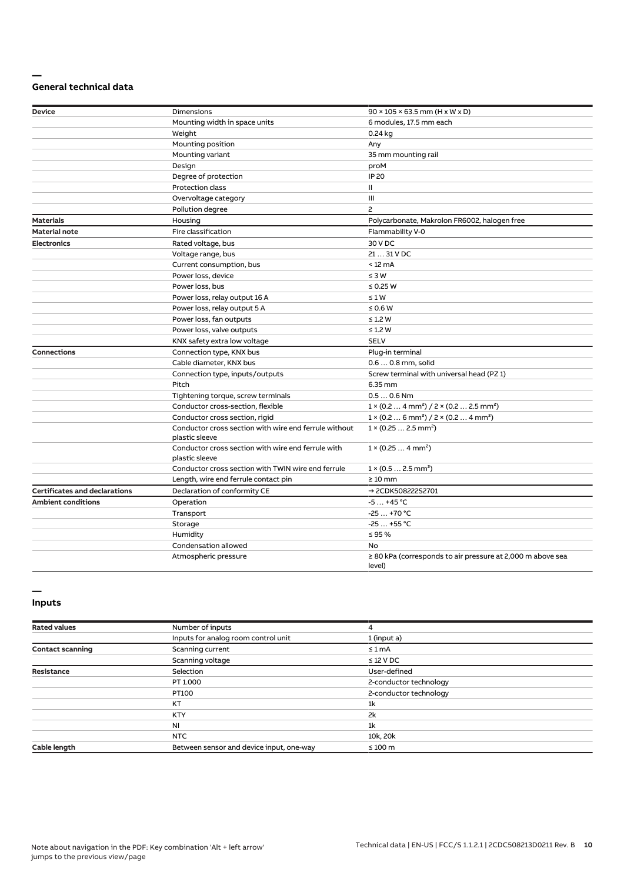## General technical data

| | | |
|---|---|---|
| **Device** | Dimensions | 90 × 105 × 63.5 mm (H x W x D) |
| | Mounting width in space units | 6 modules, 17.5 mm each |
| | Weight | 0.24 kg |
| | Mounting position | Any |
| | Mounting variant | 35 mm mounting rail |
| | Design | proM |
| | Degree of protection | IP 20 |
| | Protection class | II |
| | Overvoltage category | III |
| | Pollution degree | 2 |
| **Materials** | Housing | Polycarbonate, Makrolon FR6002, halogen free |
| **Material note** | Fire classification | Flammability V-0 |
| **Electronics** | Rated voltage, bus | 30 V DC |
| | Voltage range, bus | 21 … 31 V DC |
| | Current consumption, bus | < 12 mA |
| | Power loss, device | ≤ 3 W |
| | Power loss, bus | ≤ 0.25 W |
| | Power loss, relay output 16 A | ≤ 1 W |
| | Power loss, relay output 5 A | ≤ 0.6 W |
| | Power loss, fan outputs | ≤ 1.2 W |
| | Power loss, valve outputs | ≤ 1.2 W |
| | KNX safety extra low voltage | SELV |
| **Connections** | Connection type, KNX bus | Plug-in terminal |
| | Cable diameter, KNX bus | 0.6 … 0.8 mm, solid |
| | Connection type, inputs/outputs | Screw terminal with universal head (PZ 1) |
| | Pitch | 6.35 mm |
| | Tightening torque, screw terminals | 0.5 … 0.6 Nm |
| | Conductor cross-section, flexible | 1 × (0.2 … 4 mm²) / 2 × (0.2 … 2.5 mm²) |
| | Conductor cross section, rigid | 1 × (0.2 … 6 mm²) / 2 × (0.2 … 4 mm²) |
| | Conductor cross section with wire end ferrule without plastic sleeve | 1 × (0.25 … 2.5 mm²) |
| | Conductor cross section with wire end ferrule with plastic sleeve | 1 × (0.25 … 4 mm²) |
| | Conductor cross section with TWIN wire end ferrule | 1 × (0.5 … 2.5 mm²) |
| | Length, wire end ferrule contact pin | ≥ 10 mm |
| **Certificates and declarations** | Declaration of conformity CE | → 2CDK508222S2701 |
| **Ambient conditions** | Operation | -5 … +45 °C |
| | Transport | -25 … +70 °C |
| | Storage | -25 … +55 °C |
| | Humidity | ≤ 95 % |
| | Condensation allowed | No |
| | Atmospheric pressure | ≥ 80 kPa (corresponds to air pressure at 2,000 m above sea level) |

## Inputs

| | | |
|---|---|---|
| **Rated values** | Number of inputs | 4 |
| | Inputs for analog room control unit | 1 (input a) |
| **Contact scanning** | Scanning current | ≤ 1 mA |
| | Scanning voltage | ≤ 12 V DC |
| **Resistance** | Selection | User-defined |
| | PT 1.000 | 2-conductor technology |
| | PT100 | 2-conductor technology |
| | KT | 1k |
| | KTY | 2k |
| | NI | 1k |
| | NTC | 10k, 20k |
| **Cable length** | Between sensor and device input, one-way | ≤ 100 m |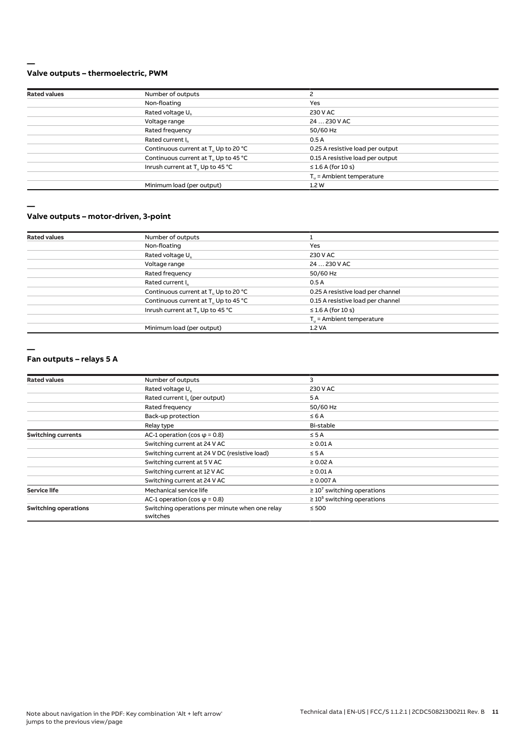## Valve outputs – thermoelectric, PWM

| Rated values | Number of outputs | 2 |
| --- | --- | --- |
| | Non-floating | Yes |
| | Rated voltage $U_n$ | 230 V AC |
| | Voltage range | 24 … 230 V AC |
| | Rated frequency | 50/60 Hz |
| | Rated current $I_n$ | 0.5 A |
| | Continuous current at $T_u$ Up to 20 °C | 0.25 A resistive load per output |
| | Continuous current at $T_u$ Up to 45 °C | 0.15 A resistive load per output |
| | Inrush current at $T_u$ Up to 45 °C | ≤ 1.6 A (for 10 s) |
| | | $T_u$ = Ambient temperature |
| | Minimum load (per output) | 1.2 W |

## Valve outputs – motor-driven, 3-point

| Rated values | Number of outputs | 1 |
| --- | --- | --- |
| | Non-floating | Yes |
| | Rated voltage $U_n$ | 230 V AC |
| | Voltage range | 24 … 230 V AC |
| | Rated frequency | 50/60 Hz |
| | Rated current $I_n$ | 0.5 A |
| | Continuous current at $T_u$ Up to 20 °C | 0.25 A resistive load per channel |
| | Continuous current at $T_u$ Up to 45 °C | 0.15 A resistive load per channel |
| | Inrush current at $T_u$ Up to 45 °C | ≤ 1.6 A (for 10 s) |
| | | $T_u$ = Ambient temperature |
| | Minimum load (per output) | 1.2 VA |

## Fan outputs – relays 5 A

| Rated values | Number of outputs | 3 |
| --- | --- | --- |
| | Rated voltage $U_n$ | 230 V AC |
| | Rated current $I_n$ (per output) | 5 A |
| | Rated frequency | 50/60 Hz |
| | Back-up protection | ≤ 6 A |
| | Relay type | Bi-stable |
| **Switching currents** | AC-1 operation (cos φ = 0.8) | ≤ 5 A |
| | Switching current at 24 V AC | ≥ 0.01 A |
| | Switching current at 24 V DC (resistive load) | ≤ 5 A |
| | Switching current at 5 V AC | ≥ 0.02 A |
| | Switching current at 12 V AC | ≥ 0.01 A |
| | Switching current at 24 V AC | ≥ 0.007 A |
| **Service life** | Mechanical service life | ≥ $10^7$ switching operations |
| | AC-1 operation (cos φ = 0.8) | ≥ $10^5$ switching operations |
| **Switching operations** | Switching operations per minute when one relay switches | ≤ 500 |

Note about navigation in the PDF: Key combination 'Alt + left arrow' jumps to the previous view/page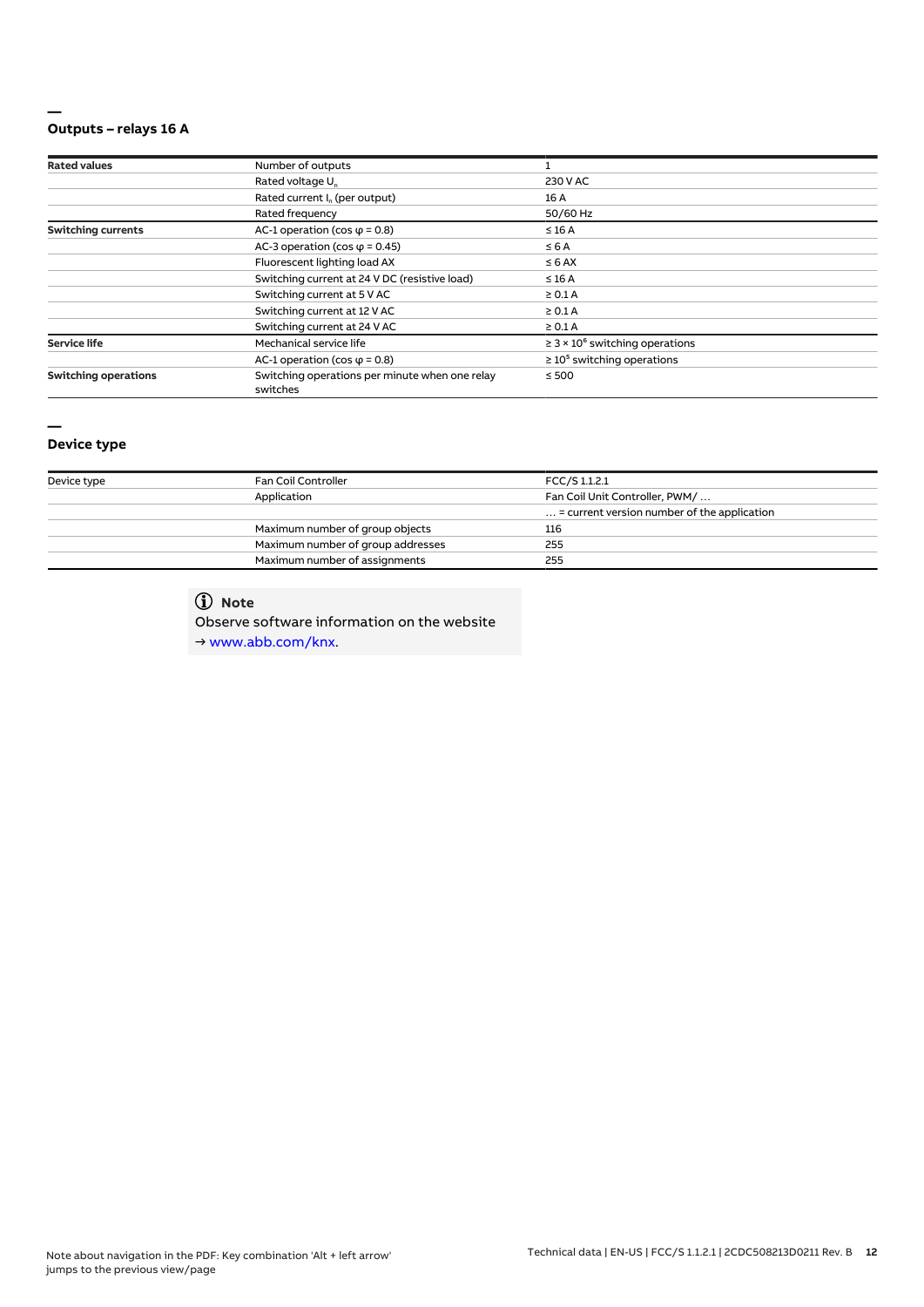## Outputs – relays 16 A

| | | |
|---|---|---|
| **Rated values** | Number of outputs | 1 |
| | Rated voltage $U_n$ | 230 V AC |
| | Rated current $I_n$ (per output) | 16 A |
| | Rated frequency | 50/60 Hz |
| **Switching currents** | AC-1 operation (cos φ = 0.8) | ≤ 16 A |
| | AC-3 operation (cos φ = 0.45) | ≤ 6 A |
| | Fluorescent lighting load AX | ≤ 6 AX |
| | Switching current at 24 V DC (resistive load) | ≤ 16 A |
| | Switching current at 5 V AC | ≥ 0.1 A |
| | Switching current at 12 V AC | ≥ 0.1 A |
| | Switching current at 24 V AC | ≥ 0.1 A |
| **Service life** | Mechanical service life | ≥ $3 \times 10^6$ switching operations |
| | AC-1 operation (cos φ = 0.8) | ≥ $10^5$ switching operations |
| **Switching operations** | Switching operations per minute when one relay switches | ≤ 500 |

## Device type

| | | |
|---|---|---|
| Device type | Fan Coil Controller | FCC/S 1.1.2.1 |
| | Application | Fan Coil Unit Controller, PWM/ … |
| | | … = current version number of the application |
| | Maximum number of group objects | 116 |
| | Maximum number of group addresses | 255 |
| | Maximum number of assignments | 255 |

**Note**

Observe software information on the website
→ www.abb.com/knx.

Note about navigation in the PDF: Key combination 'Alt + left arrow' jumps to the previous view/page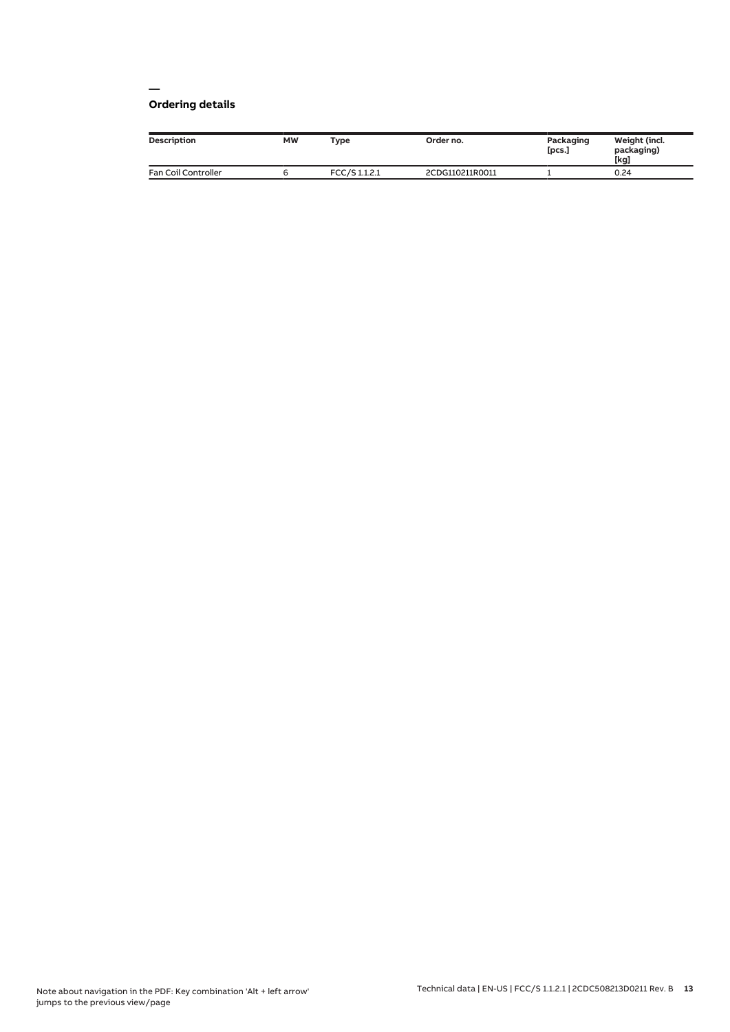## Ordering details

| Description | MW | Type | Order no. | Packaging [pcs.] | Weight (incl. packaging) [kg] |
|---|---|---|---|---|---|
| Fan Coil Controller | 6 | FCC/S 1.1.2.1 | 2CDG110211R0011 | 1 | 0.24 |

Note about navigation in the PDF: Key combination 'Alt + left arrow' jumps to the previous view/page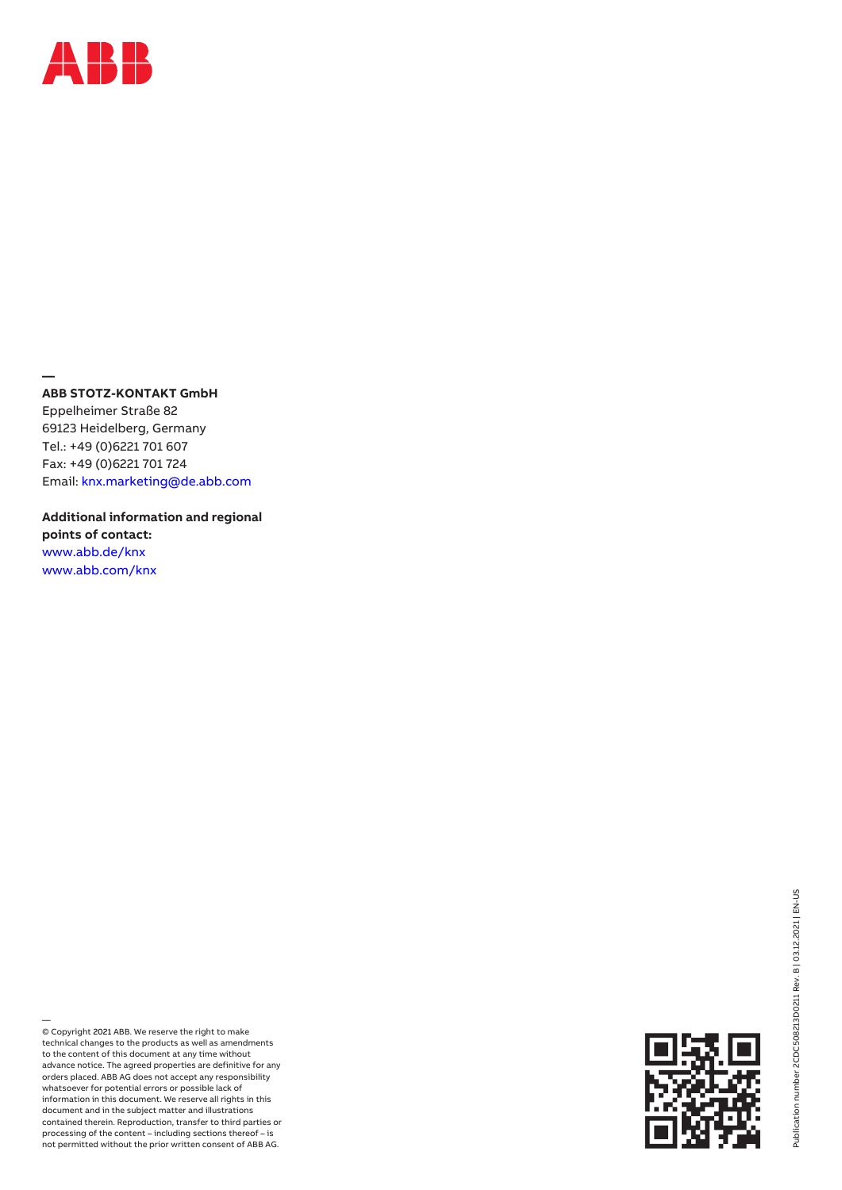—

**ABB STOTZ-KONTAKT GmbH**
Eppelheimer Straße 82
69123 Heidelberg, Germany
Tel.: +49 (0)6221 701 607
Fax: +49 (0)6221 701 724
Email: knx.marketing@de.abb.com

**Additional information and regional points of contact:**
www.abb.de/knx
www.abb.com/knx

—
© Copyright 2021 ABB. We reserve the right to make technical changes to the products as well as amendments to the content of this document at any time without advance notice. The agreed properties are definitive for any orders placed. ABB AG does not accept any responsibility whatsoever for potential errors or possible lack of information in this document. We reserve all rights in this document and in the subject matter and illustrations contained therein. Reproduction, transfer to third parties or processing of the content – including sections thereof – is not permitted without the prior written consent of ABB AG.

Publication number 2CDC508213D0211 Rev. B | 03.12.2021 | EN-US